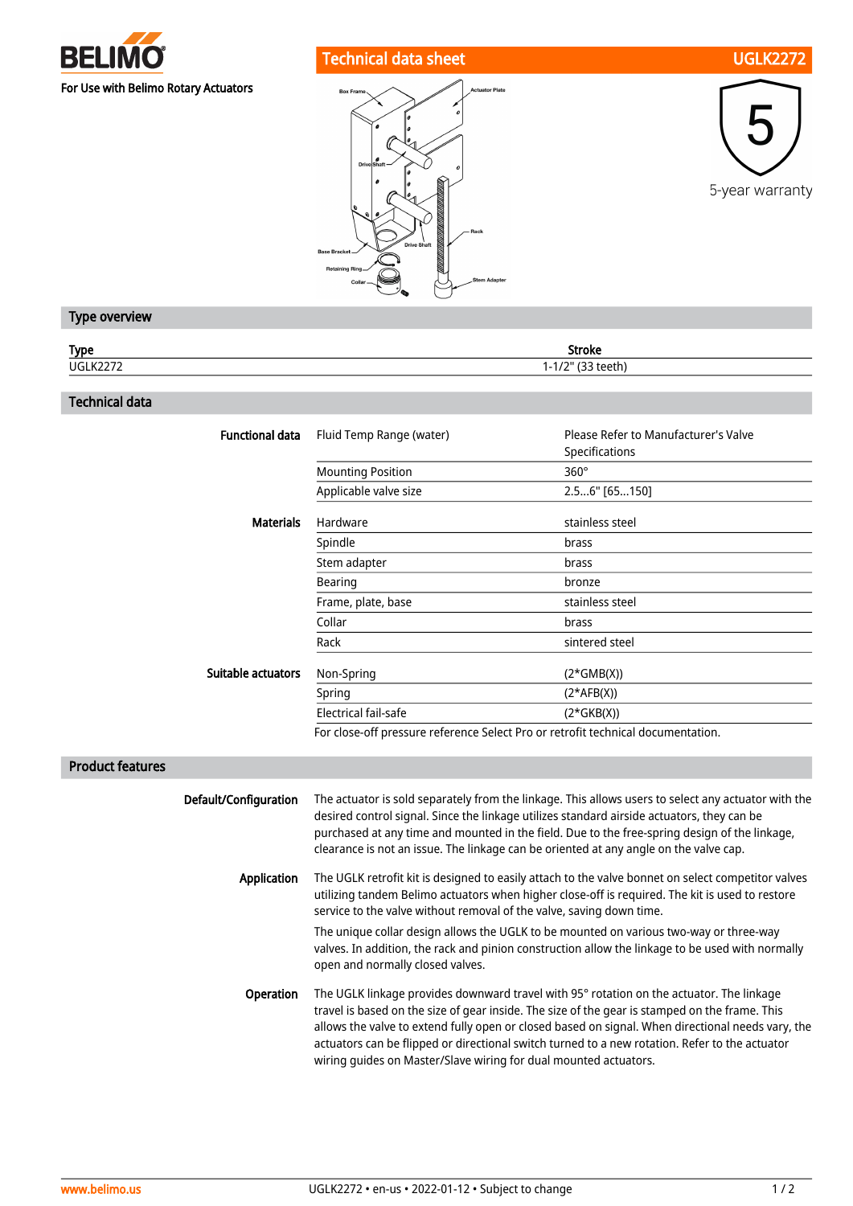BELIMO

For Use with Belimo Rotary Actuators

# Technical data sheet UGLK2272

5-year warranty

## Type overview

| Type | Stroke |
|---|---|
| UGLK2272 | 1-1/2" (33 teeth) |

## Technical data

| | | |
|---|---|---|
| **Functional data** | Fluid Temp Range (water) | Please Refer to Manufacturer's Valve Specifications |
| | Mounting Position | 360° |
| | Applicable valve size | 2.5...6" [65...150] |
| **Materials** | Hardware | stainless steel |
| | Spindle | brass |
| | Stem adapter | brass |
| | Bearing | bronze |
| | Frame, plate, base | stainless steel |
| | Collar | brass |
| | Rack | sintered steel |
| **Suitable actuators** | Non-Spring | (2*GMB(X)) |
| | Spring | (2*AFB(X)) |
| | Electrical fail-safe | (2*GKB(X)) |
| | For close-off pressure reference Select Pro or retrofit technical documentation. | |

## Product features

**Default/Configuration**

The actuator is sold separately from the linkage. This allows users to select any actuator with the desired control signal. Since the linkage utilizes standard airside actuators, they can be purchased at any time and mounted in the field. Due to the free-spring design of the linkage, clearance is not an issue. The linkage can be oriented at any angle on the valve cap.

**Application**

The UGLK retrofit kit is designed to easily attach to the valve bonnet on select competitor valves utilizing tandem Belimo actuators when higher close-off is required. The kit is used to restore service to the valve without removal of the valve, saving down time.

The unique collar design allows the UGLK to be mounted on various two-way or three-way valves. In addition, the rack and pinion construction allow the linkage to be used with normally open and normally closed valves.

**Operation**

The UGLK linkage provides downward travel with 95° rotation on the actuator. The linkage travel is based on the size of gear inside. The size of the gear is stamped on the frame. This allows the valve to extend fully open or closed based on signal. When directional needs vary, the actuators can be flipped or directional switch turned to a new rotation. Refer to the actuator wiring guides on Master/Slave wiring for dual mounted actuators.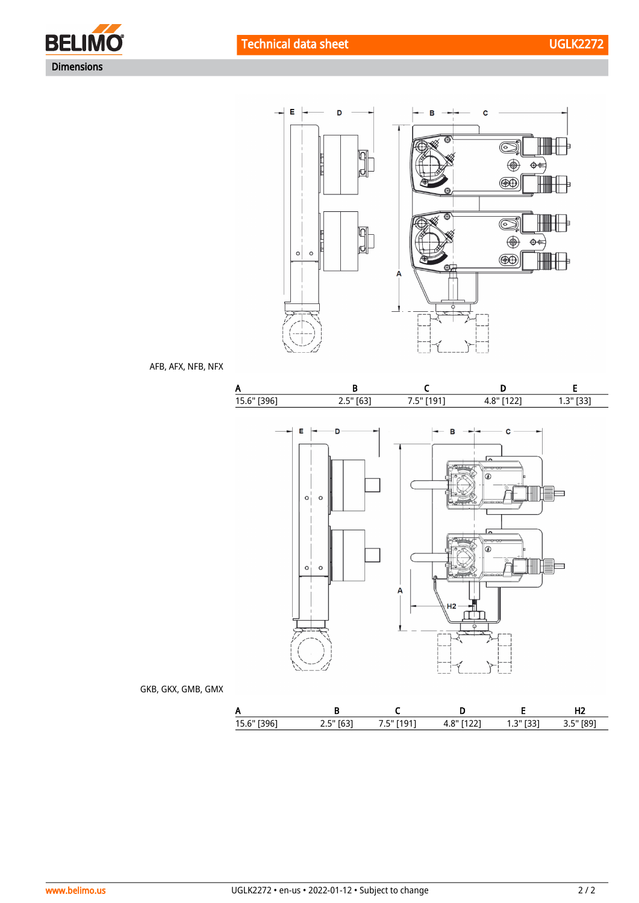## Dimensions

AFB, AFX, NFB, NFX

| A | B | C | D | E |
|---|---|---|---|---|
| 15.6" [396] | 2.5" [63] | 7.5" [191] | 4.8" [122] | 1.3" [33] |

GKB, GKX, GMB, GMX

| A | B | C | D | E | H2 |
|---|---|---|---|---|---|
| 15.6" [396] | 2.5" [63] | 7.5" [191] | 4.8" [122] | 1.3" [33] | 3.5" [89] |